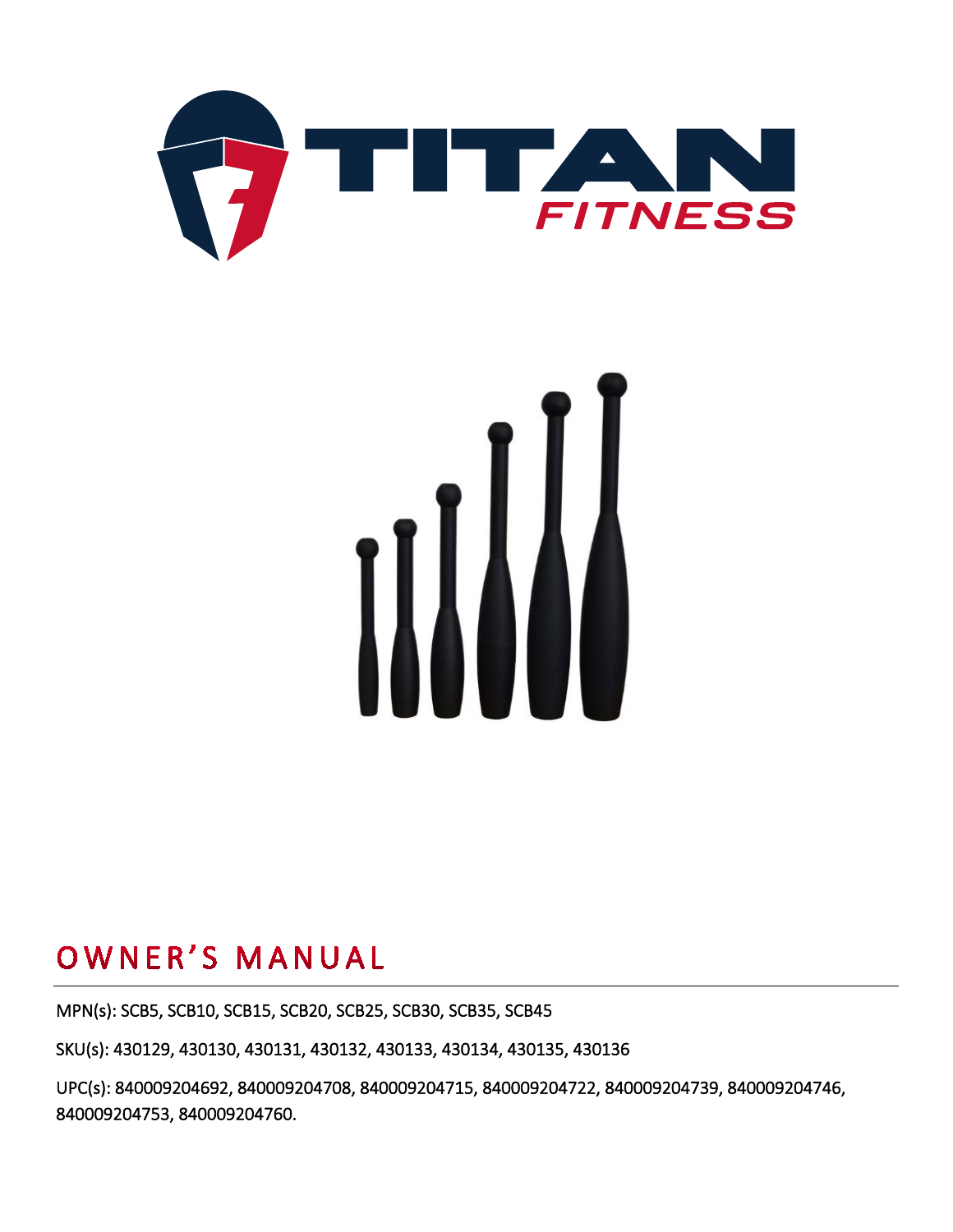TITAN FITNESS

# OWNER'S MANUAL

MPN(s): SCB5, SCB10, SCB15, SCB20, SCB25, SCB30, SCB35, SCB45

SKU(s): 430129, 430130, 430131, 430132, 430133, 430134, 430135, 430136

UPC(s): 840009204692, 840009204708, 840009204715, 840009204722, 840009204739, 840009204746, 840009204753, 840009204760.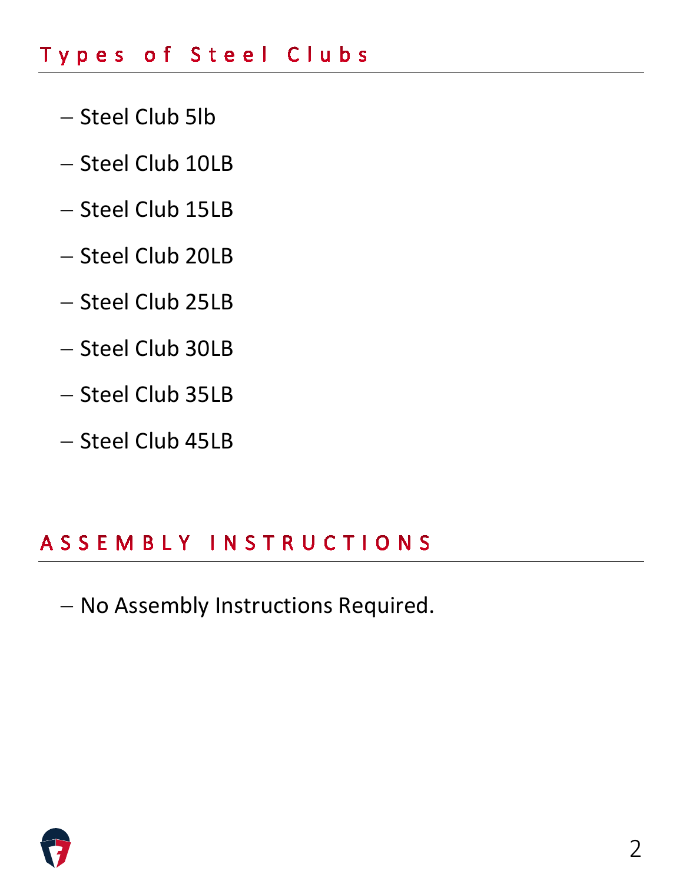## Types of Steel Clubs

- Steel Club 5lb
- Steel Club 10LB
- Steel Club 15LB
- Steel Club 20LB
- Steel Club 25LB
- Steel Club 30LB
- Steel Club 35LB
- Steel Club 45LB

## ASSEMBLY INSTRUCTIONS

- No Assembly Instructions Required.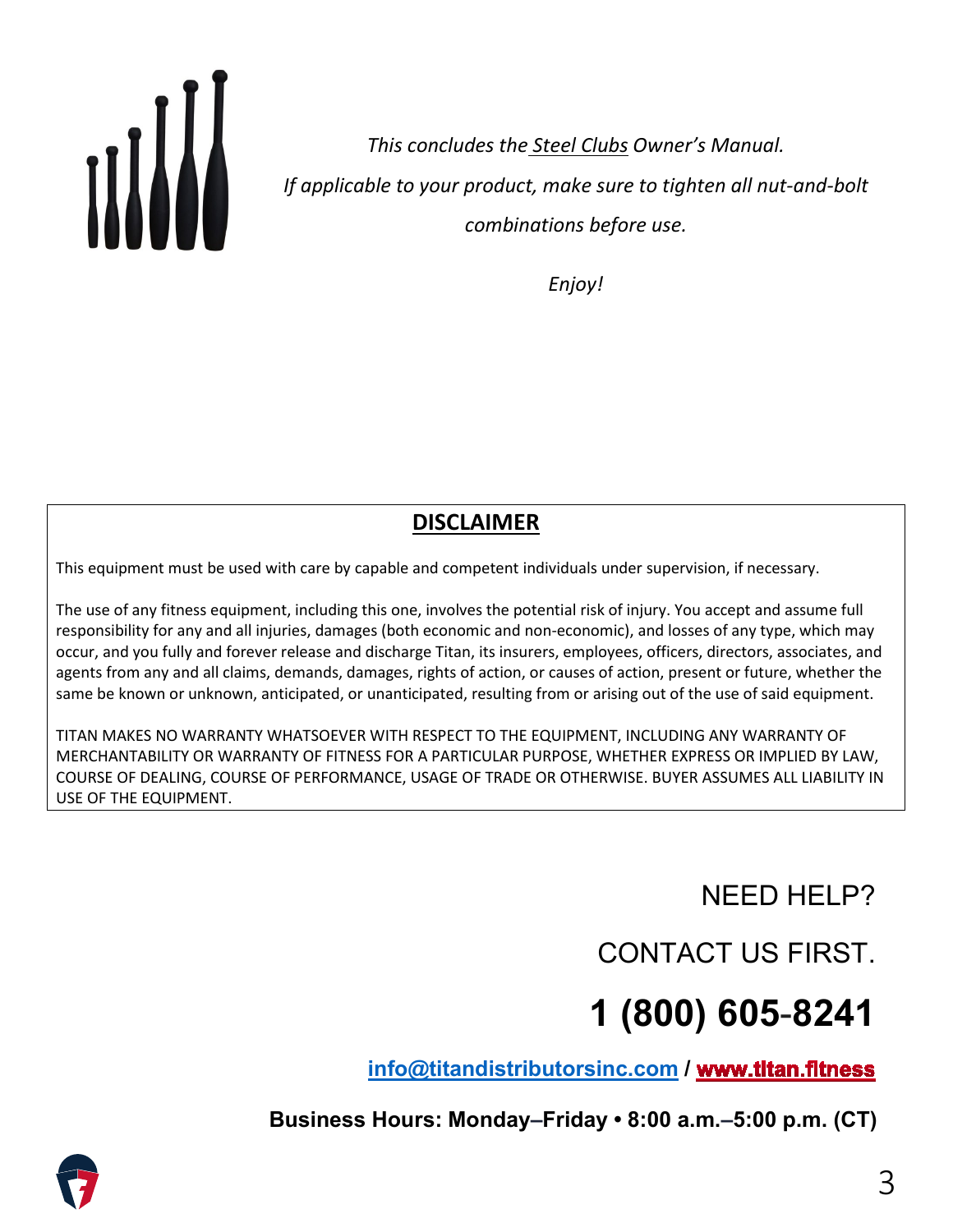*This concludes the Steel Clubs Owner's Manual.*

*If applicable to your product, make sure to tighten all nut-and-bolt combinations before use.*

*Enjoy!*

## DISCLAIMER

This equipment must be used with care by capable and competent individuals under supervision, if necessary.

The use of any fitness equipment, including this one, involves the potential risk of injury. You accept and assume full responsibility for any and all injuries, damages (both economic and non-economic), and losses of any type, which may occur, and you fully and forever release and discharge Titan, its insurers, employees, officers, directors, associates, and agents from any and all claims, demands, damages, rights of action, or causes of action, present or future, whether the same be known or unknown, anticipated, or unanticipated, resulting from or arising out of the use of said equipment.

TITAN MAKES NO WARRANTY WHATSOEVER WITH RESPECT TO THE EQUIPMENT, INCLUDING ANY WARRANTY OF MERCHANTABILITY OR WARRANTY OF FITNESS FOR A PARTICULAR PURPOSE, WHETHER EXPRESS OR IMPLIED BY LAW, COURSE OF DEALING, COURSE OF PERFORMANCE, USAGE OF TRADE OR OTHERWISE. BUYER ASSUMES ALL LIABILITY IN USE OF THE EQUIPMENT.

NEED HELP?

CONTACT US FIRST.

**1 (800) 605-8241**

**info@titandistributorsinc.com / www.titan.fitness**

**Business Hours: Monday–Friday • 8:00 a.m.–5:00 p.m. (CT)**